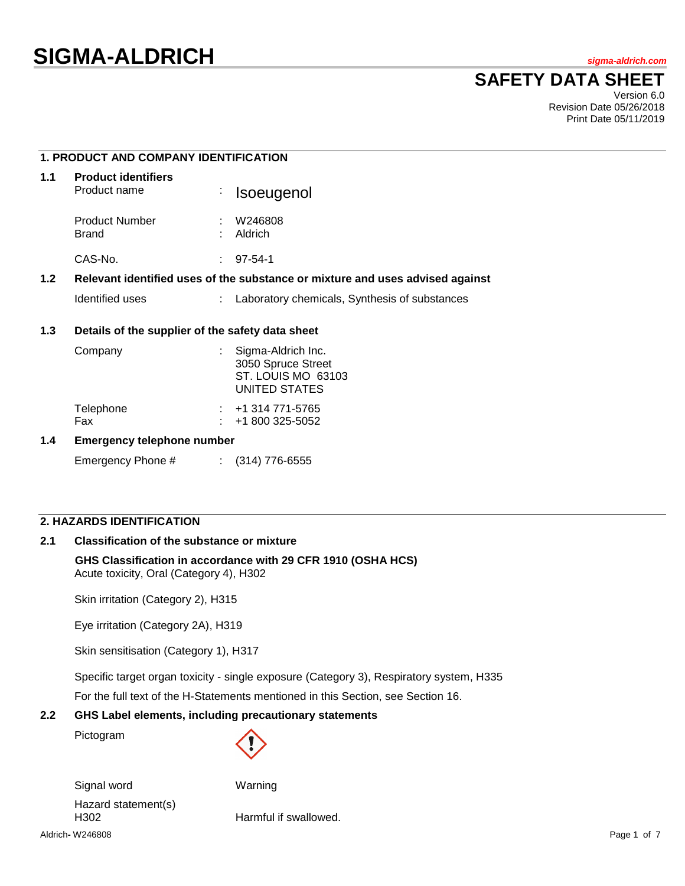# SIGMA-ALDRICH

sigma-aldrich.com

## SAFETY DATA SHEET

Version 6.0
Revision Date 05/26/2018
Print Date 05/11/2019

### 1. PRODUCT AND COMPANY IDENTIFICATION

**1.1 Product identifiers**

| | | |
|---|---|---|
| Product name | : | Isoeugenol |
| Product Number | : | W246808 |
| Brand | : | Aldrich |
| CAS-No. | : | 97-54-1 |

**1.2 Relevant identified uses of the substance or mixture and uses advised against**

| | | |
|---|---|---|
| Identified uses | : | Laboratory chemicals, Synthesis of substances |

**1.3 Details of the supplier of the safety data sheet**

| | | |
|---|---|---|
| Company | : | Sigma-Aldrich Inc.<br>3050 Spruce Street<br>ST. LOUIS MO 63103<br>UNITED STATES |
| Telephone | : | +1 314 771-5765 |
| Fax | : | +1 800 325-5052 |

**1.4 Emergency telephone number**

| | | |
|---|---|---|
| Emergency Phone # | : | (314) 776-6555 |

### 2. HAZARDS IDENTIFICATION

**2.1 Classification of the substance or mixture**

**GHS Classification in accordance with 29 CFR 1910 (OSHA HCS)**

Acute toxicity, Oral (Category 4), H302

Skin irritation (Category 2), H315

Eye irritation (Category 2A), H319

Skin sensitisation (Category 1), H317

Specific target organ toxicity - single exposure (Category 3), Respiratory system, H335

For the full text of the H-Statements mentioned in this Section, see Section 16.

**2.2 GHS Label elements, including precautionary statements**

Pictogram

Signal word: Warning

Hazard statement(s)

| | |
|---|---|
| H302 | Harmful if swallowed. |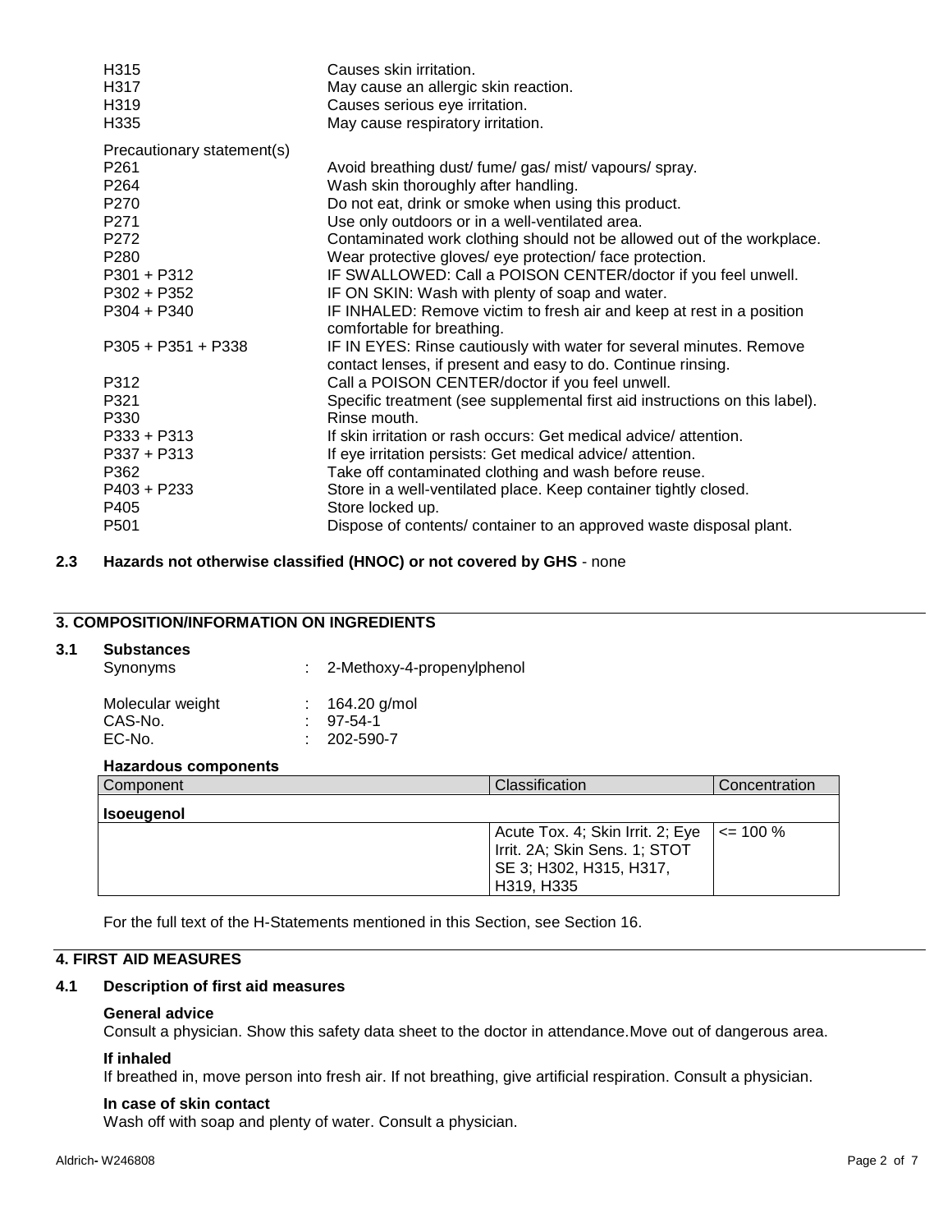| | |
|---|---|
| H315 | Causes skin irritation. |
| H317 | May cause an allergic skin reaction. |
| H319 | Causes serious eye irritation. |
| H335 | May cause respiratory irritation. |

Precautionary statement(s)

| | |
|---|---|
| P261 | Avoid breathing dust/ fume/ gas/ mist/ vapours/ spray. |
| P264 | Wash skin thoroughly after handling. |
| P270 | Do not eat, drink or smoke when using this product. |
| P271 | Use only outdoors or in a well-ventilated area. |
| P272 | Contaminated work clothing should not be allowed out of the workplace. |
| P280 | Wear protective gloves/ eye protection/ face protection. |
| P301 + P312 | IF SWALLOWED: Call a POISON CENTER/doctor if you feel unwell. |
| P302 + P352 | IF ON SKIN: Wash with plenty of soap and water. |
| P304 + P340 | IF INHALED: Remove victim to fresh air and keep at rest in a position comfortable for breathing. |
| P305 + P351 + P338 | IF IN EYES: Rinse cautiously with water for several minutes. Remove contact lenses, if present and easy to do. Continue rinsing. |
| P312 | Call a POISON CENTER/doctor if you feel unwell. |
| P321 | Specific treatment (see supplemental first aid instructions on this label). |
| P330 | Rinse mouth. |
| P333 + P313 | If skin irritation or rash occurs: Get medical advice/ attention. |
| P337 + P313 | If eye irritation persists: Get medical advice/ attention. |
| P362 | Take off contaminated clothing and wash before reuse. |
| P403 + P233 | Store in a well-ventilated place. Keep container tightly closed. |
| P405 | Store locked up. |
| P501 | Dispose of contents/ container to an approved waste disposal plant. |

**2.3 Hazards not otherwise classified (HNOC) or not covered by GHS** - none

## 3. COMPOSITION/INFORMATION ON INGREDIENTS

### 3.1 Substances

Synonyms : 2-Methoxy-4-propenylphenol

Molecular weight : 164.20 g/mol
CAS-No. : 97-54-1
EC-No. : 202-590-7

**Hazardous components**

| Component | Classification | Concentration |
|---|---|---|
| **Isoeugenol** | | |
| | Acute Tox. 4; Skin Irrit. 2; Eye Irrit. 2A; Skin Sens. 1; STOT SE 3; H302, H315, H317, H319, H335 | <= 100 % |

For the full text of the H-Statements mentioned in this Section, see Section 16.

## 4. FIRST AID MEASURES

### 4.1 Description of first aid measures

**General advice**
Consult a physician. Show this safety data sheet to the doctor in attendance.Move out of dangerous area.

**If inhaled**
If breathed in, move person into fresh air. If not breathing, give artificial respiration. Consult a physician.

**In case of skin contact**
Wash off with soap and plenty of water. Consult a physician.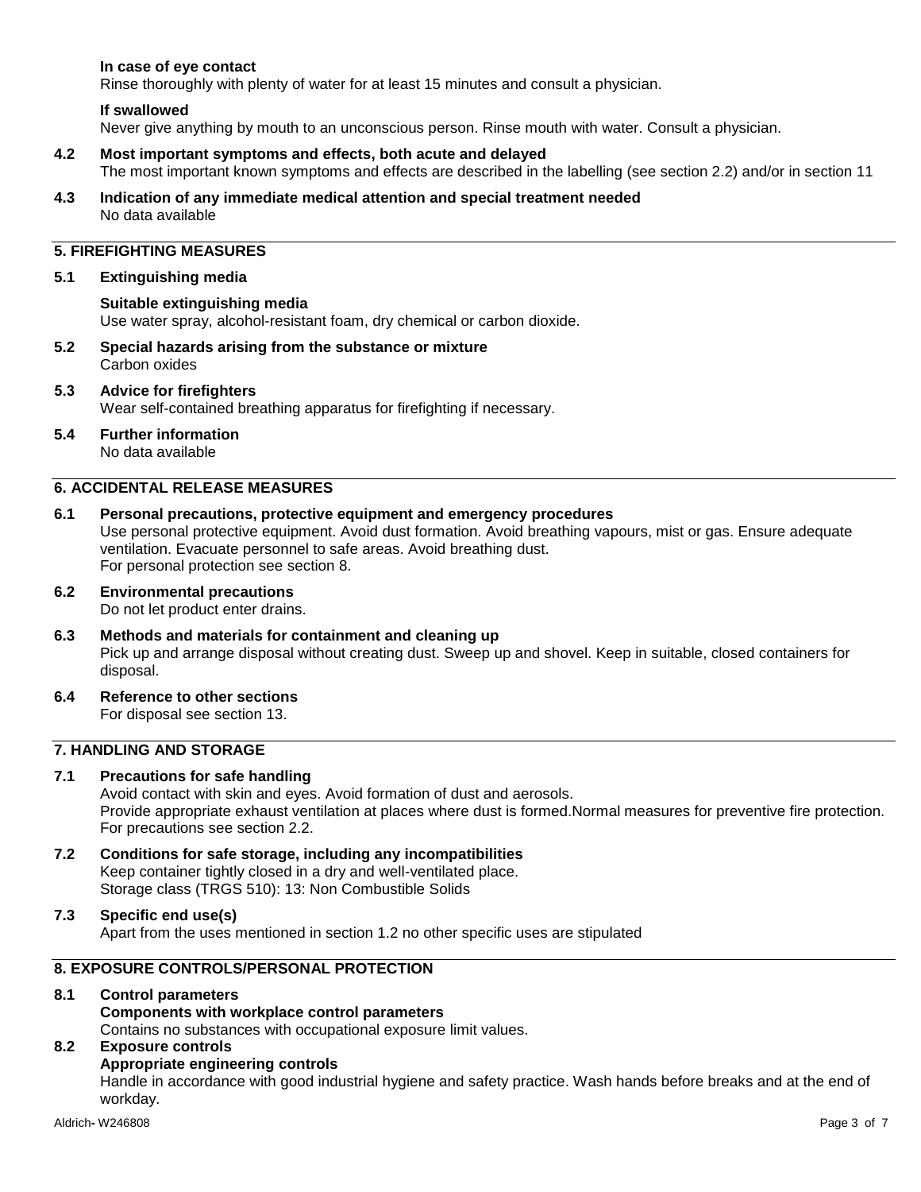**In case of eye contact**

Rinse thoroughly with plenty of water for at least 15 minutes and consult a physician.

**If swallowed**

Never give anything by mouth to an unconscious person. Rinse mouth with water. Consult a physician.

**4.2 Most important symptoms and effects, both acute and delayed**

The most important known symptoms and effects are described in the labelling (see section 2.2) and/or in section 11

**4.3 Indication of any immediate medical attention and special treatment needed**

No data available

## 5. FIREFIGHTING MEASURES

**5.1 Extinguishing media**

**Suitable extinguishing media**

Use water spray, alcohol-resistant foam, dry chemical or carbon dioxide.

**5.2 Special hazards arising from the substance or mixture**

Carbon oxides

**5.3 Advice for firefighters**

Wear self-contained breathing apparatus for firefighting if necessary.

**5.4 Further information**

No data available

## 6. ACCIDENTAL RELEASE MEASURES

**6.1 Personal precautions, protective equipment and emergency procedures**

Use personal protective equipment. Avoid dust formation. Avoid breathing vapours, mist or gas. Ensure adequate ventilation. Evacuate personnel to safe areas. Avoid breathing dust.
For personal protection see section 8.

**6.2 Environmental precautions**

Do not let product enter drains.

**6.3 Methods and materials for containment and cleaning up**

Pick up and arrange disposal without creating dust. Sweep up and shovel. Keep in suitable, closed containers for disposal.

**6.4 Reference to other sections**

For disposal see section 13.

## 7. HANDLING AND STORAGE

**7.1 Precautions for safe handling**

Avoid contact with skin and eyes. Avoid formation of dust and aerosols.
Provide appropriate exhaust ventilation at places where dust is formed.Normal measures for preventive fire protection.
For precautions see section 2.2.

**7.2 Conditions for safe storage, including any incompatibilities**

Keep container tightly closed in a dry and well-ventilated place.
Storage class (TRGS 510): 13: Non Combustible Solids

**7.3 Specific end use(s)**

Apart from the uses mentioned in section 1.2 no other specific uses are stipulated

## 8. EXPOSURE CONTROLS/PERSONAL PROTECTION

**8.1 Control parameters**

**Components with workplace control parameters**

Contains no substances with occupational exposure limit values.

**8.2 Exposure controls**

**Appropriate engineering controls**

Handle in accordance with good industrial hygiene and safety practice. Wash hands before breaks and at the end of workday.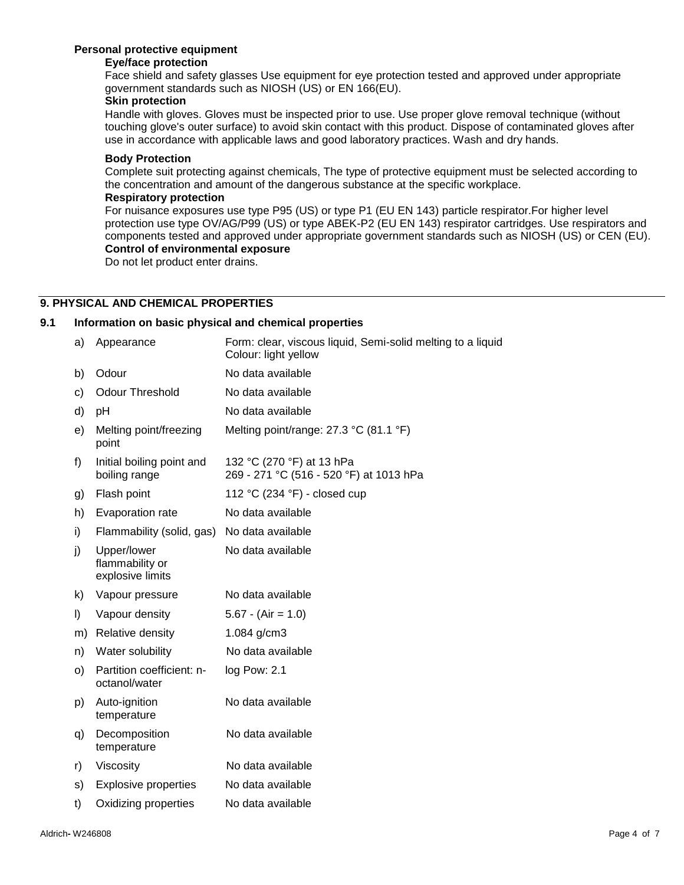**Personal protective equipment**

**Eye/face protection**

Face shield and safety glasses Use equipment for eye protection tested and approved under appropriate government standards such as NIOSH (US) or EN 166(EU).

**Skin protection**

Handle with gloves. Gloves must be inspected prior to use. Use proper glove removal technique (without touching glove's outer surface) to avoid skin contact with this product. Dispose of contaminated gloves after use in accordance with applicable laws and good laboratory practices. Wash and dry hands.

**Body Protection**

Complete suit protecting against chemicals, The type of protective equipment must be selected according to the concentration and amount of the dangerous substance at the specific workplace.

**Respiratory protection**

For nuisance exposures use type P95 (US) or type P1 (EU EN 143) particle respirator.For higher level protection use type OV/AG/P99 (US) or type ABEK-P2 (EU EN 143) respirator cartridges. Use respirators and components tested and approved under appropriate government standards such as NIOSH (US) or CEN (EU).

**Control of environmental exposure**

Do not let product enter drains.

## 9. PHYSICAL AND CHEMICAL PROPERTIES

### 9.1 Information on basic physical and chemical properties

| | | |
|---|---|---|
| a) | Appearance | Form: clear, viscous liquid, Semi-solid melting to a liquid<br>Colour: light yellow |
| b) | Odour | No data available |
| c) | Odour Threshold | No data available |
| d) | pH | No data available |
| e) | Melting point/freezing point | Melting point/range: 27.3 °C (81.1 °F) |
| f) | Initial boiling point and boiling range | 132 °C (270 °F) at 13 hPa<br>269 - 271 °C (516 - 520 °F) at 1013 hPa |
| g) | Flash point | 112 °C (234 °F) - closed cup |
| h) | Evaporation rate | No data available |
| i) | Flammability (solid, gas) | No data available |
| j) | Upper/lower flammability or explosive limits | No data available |
| k) | Vapour pressure | No data available |
| l) | Vapour density | 5.67 - (Air = 1.0) |
| m) | Relative density | 1.084 g/cm3 |
| n) | Water solubility | No data available |
| o) | Partition coefficient: n-octanol/water | log Pow: 2.1 |
| p) | Auto-ignition temperature | No data available |
| q) | Decomposition temperature | No data available |
| r) | Viscosity | No data available |
| s) | Explosive properties | No data available |
| t) | Oxidizing properties | No data available |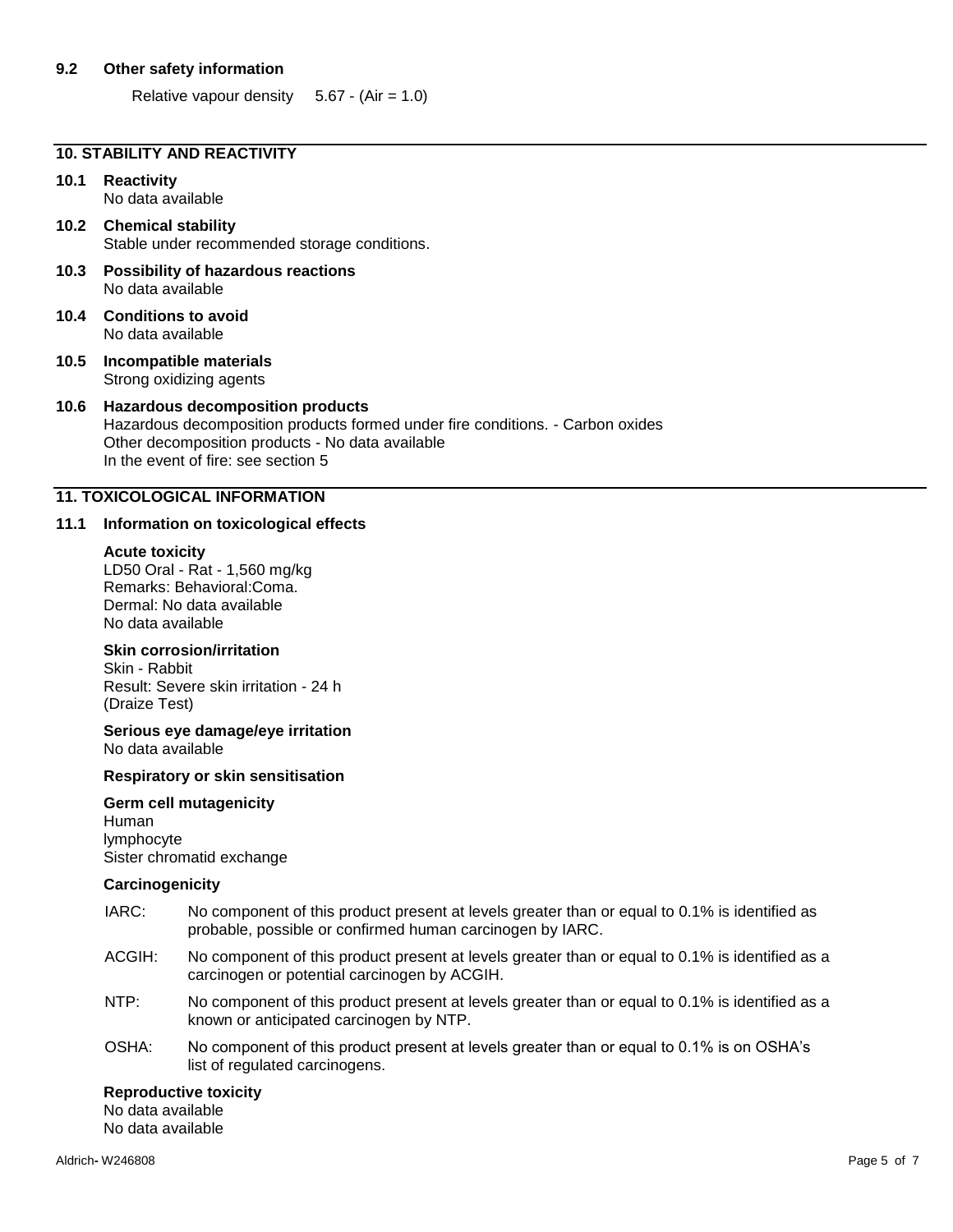### 9.2 Other safety information

Relative vapour density 5.67 - (Air = 1.0)

## 10. STABILITY AND REACTIVITY

### 10.1 Reactivity

No data available

### 10.2 Chemical stability

Stable under recommended storage conditions.

### 10.3 Possibility of hazardous reactions

No data available

### 10.4 Conditions to avoid

No data available

### 10.5 Incompatible materials

Strong oxidizing agents

### 10.6 Hazardous decomposition products

Hazardous decomposition products formed under fire conditions. - Carbon oxides
Other decomposition products - No data available
In the event of fire: see section 5

## 11. TOXICOLOGICAL INFORMATION

### 11.1 Information on toxicological effects

**Acute toxicity**

LD50 Oral - Rat - 1,560 mg/kg
Remarks: Behavioral:Coma.
Dermal: No data available
No data available

**Skin corrosion/irritation**

Skin - Rabbit
Result: Severe skin irritation - 24 h
(Draize Test)

**Serious eye damage/eye irritation**

No data available

**Respiratory or skin sensitisation**

**Germ cell mutagenicity**

Human
lymphocyte
Sister chromatid exchange

**Carcinogenicity**

IARC: No component of this product present at levels greater than or equal to 0.1% is identified as probable, possible or confirmed human carcinogen by IARC.

ACGIH: No component of this product present at levels greater than or equal to 0.1% is identified as a carcinogen or potential carcinogen by ACGIH.

NTP: No component of this product present at levels greater than or equal to 0.1% is identified as a known or anticipated carcinogen by NTP.

OSHA: No component of this product present at levels greater than or equal to 0.1% is on OSHA's list of regulated carcinogens.

**Reproductive toxicity**

No data available
No data available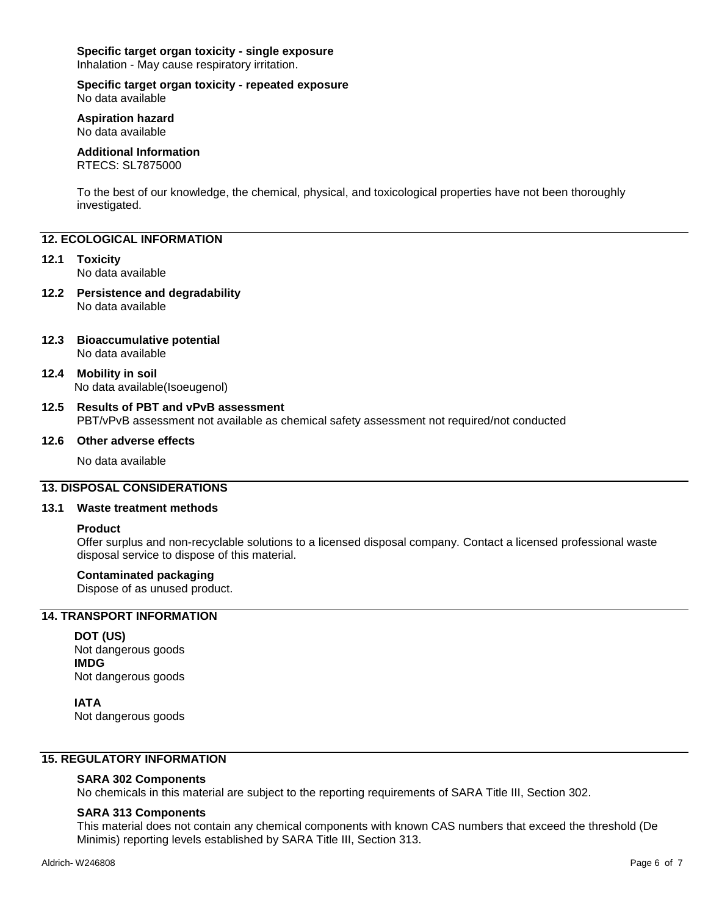**Specific target organ toxicity - single exposure**
Inhalation - May cause respiratory irritation.

**Specific target organ toxicity - repeated exposure**
No data available

**Aspiration hazard**
No data available

**Additional Information**
RTECS: SL7875000

To the best of our knowledge, the chemical, physical, and toxicological properties have not been thoroughly investigated.

## 12. ECOLOGICAL INFORMATION

**12.1 Toxicity**
No data available

**12.2 Persistence and degradability**
No data available

**12.3 Bioaccumulative potential**
No data available

**12.4 Mobility in soil**
No data available(Isoeugenol)

**12.5 Results of PBT and vPvB assessment**
PBT/vPvB assessment not available as chemical safety assessment not required/not conducted

**12.6 Other adverse effects**

No data available

## 13. DISPOSAL CONSIDERATIONS

**13.1 Waste treatment methods**

**Product**
Offer surplus and non-recyclable solutions to a licensed disposal company. Contact a licensed professional waste disposal service to dispose of this material.

**Contaminated packaging**
Dispose of as unused product.

## 14. TRANSPORT INFORMATION

**DOT (US)**
Not dangerous goods
**IMDG**
Not dangerous goods

**IATA**
Not dangerous goods

## 15. REGULATORY INFORMATION

**SARA 302 Components**
No chemicals in this material are subject to the reporting requirements of SARA Title III, Section 302.

**SARA 313 Components**
This material does not contain any chemical components with known CAS numbers that exceed the threshold (De Minimis) reporting levels established by SARA Title III, Section 313.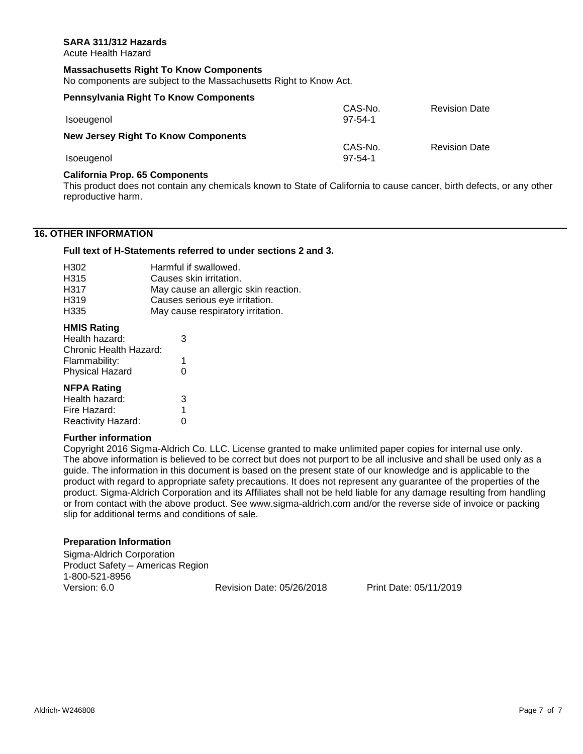**SARA 311/312 Hazards**
Acute Health Hazard

**Massachusetts Right To Know Components**
No components are subject to the Massachusetts Right to Know Act.

**Pennsylvania Right To Know Components**

| | CAS-No. | Revision Date |
|---|---|---|
| Isoeugenol | 97-54-1 | |

**New Jersey Right To Know Components**

| | CAS-No. | Revision Date |
|---|---|---|
| Isoeugenol | 97-54-1 | |

**California Prop. 65 Components**
This product does not contain any chemicals known to State of California to cause cancer, birth defects, or any other reproductive harm.

## 16. OTHER INFORMATION

**Full text of H-Statements referred to under sections 2 and 3.**

| | |
|---|---|
| H302 | Harmful if swallowed. |
| H315 | Causes skin irritation. |
| H317 | May cause an allergic skin reaction. |
| H319 | Causes serious eye irritation. |
| H335 | May cause respiratory irritation. |

**HMIS Rating**

| | |
|---|---|
| Health hazard: | 3 |
| Chronic Health Hazard: | |
| Flammability: | 1 |
| Physical Hazard | 0 |

**NFPA Rating**

| | |
|---|---|
| Health hazard: | 3 |
| Fire Hazard: | 1 |
| Reactivity Hazard: | 0 |

**Further information**
Copyright 2016 Sigma-Aldrich Co. LLC. License granted to make unlimited paper copies for internal use only.
The above information is believed to be correct but does not purport to be all inclusive and shall be used only as a guide. The information in this document is based on the present state of our knowledge and is applicable to the product with regard to appropriate safety precautions. It does not represent any guarantee of the properties of the product. Sigma-Aldrich Corporation and its Affiliates shall not be held liable for any damage resulting from handling or from contact with the above product. See www.sigma-aldrich.com and/or the reverse side of invoice or packing slip for additional terms and conditions of sale.

**Preparation Information**

Sigma-Aldrich Corporation
Product Safety – Americas Region
1-800-521-8956
Version: 6.0 Revision Date: 05/26/2018 Print Date: 05/11/2019